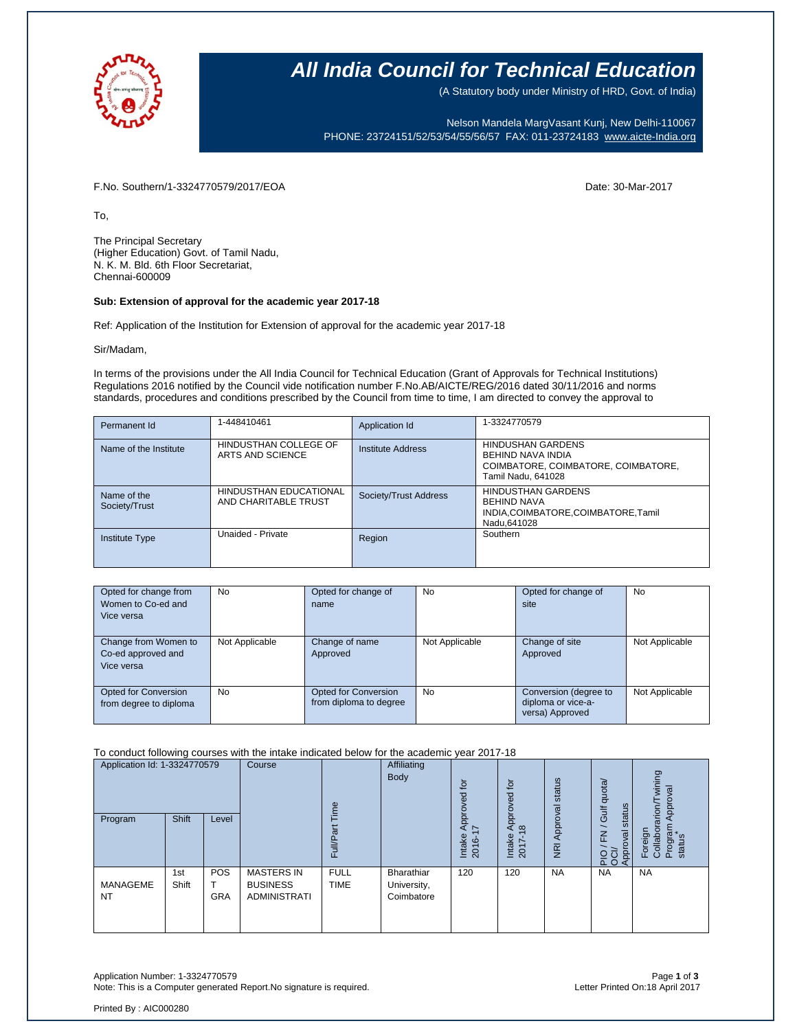# All India Council for Technical Education

(A Statutory body under Ministry of HRD, Govt. of India)

Nelson Mandela MargVasant Kunj, New Delhi-110067
PHONE: 23724151/52/53/54/55/56/57 FAX: 011-23724183 www.aicte-India.org

F.No. Southern/1-3324770579/2017/EOA

Date: 30-Mar-2017

To,

The Principal Secretary
(Higher Education) Govt. of Tamil Nadu,
N. K. M. Bld. 6th Floor Secretariat,
Chennai-600009

**Sub: Extension of approval for the academic year 2017-18**

Ref: Application of the Institution for Extension of approval for the academic year 2017-18

Sir/Madam,

In terms of the provisions under the All India Council for Technical Education (Grant of Approvals for Technical Institutions) Regulations 2016 notified by the Council vide notification number F.No.AB/AICTE/REG/2016 dated 30/11/2016 and norms standards, procedures and conditions prescribed by the Council from time to time, I am directed to convey the approval to

| Permanent Id | 1-448410461 | Application Id | 1-3324770579 |
|---|---|---|---|
| Name of the Institute | HINDUSTHAN COLLEGE OF ARTS AND SCIENCE | Institute Address | HINDUSHAN GARDENS BEHIND NAVA INDIA COIMBATORE, COIMBATORE, COIMBATORE, Tamil Nadu, 641028 |
| Name of the Society/Trust | HINDUSTHAN EDUCATIONAL AND CHARITABLE TRUST | Society/Trust Address | HINDUSTHAN GARDENS BEHIND NAVA INDIA,COIMBATORE,COIMBATORE,Tamil Nadu,641028 |
| Institute Type | Unaided - Private | Region | Southern |

| Opted for change from Women to Co-ed and Vice versa | No | Opted for change of name | No | Opted for change of site | No |
|---|---|---|---|---|---|
| Change from Women to Co-ed approved and Vice versa | Not Applicable | Change of name Approved | Not Applicable | Change of site Approved | Not Applicable |
| Opted for Conversion from degree to diploma | No | Opted for Conversion from diploma to degree | No | Conversion (degree to diploma or vice-a-versa) Approved | Not Applicable |

To conduct following courses with the intake indicated below for the academic year 2017-18

| Application Id: 1-3324770579 | | | Course | Full/Part Time | Affiliating Body | Intake Approved for 2016-17 | Intake Approved for 2017-18 | NRI Approval status | PIO / FN / Gulf quota/ OCI/ Approval status | Foreign Collaborarion/Twining Program Approval status* |
|---|---|---|---|---|---|---|---|---|---|---|
| Program | Shift | Level | | | | | | | | |
| MANAGEMENT | 1st Shift | POST GRA | MASTERS IN BUSINESS ADMINISTRATI | FULL TIME | Bharathiar University, Coimbatore | 120 | 120 | NA | NA | NA |

Application Number: 1-3324770579
Note: This is a Computer generated Report.No signature is required.

Letter Printed On:18 April 2017

Printed By : AIC000280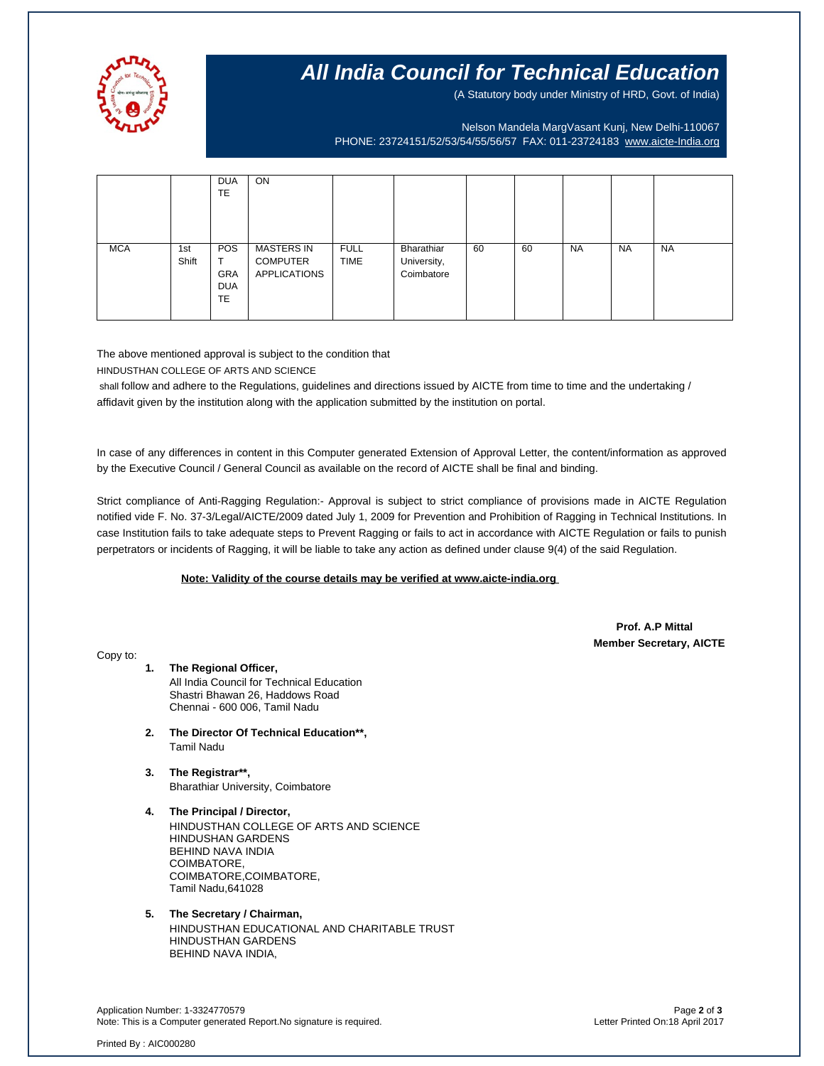# All India Council for Technical Education

(A Statutory body under Ministry of HRD, Govt. of India)

Nelson Mandela MargVasant Kunj, New Delhi-110067
PHONE: 23724151/52/53/54/55/56/57 FAX: 011-23724183 www.aicte-India.org

| | | | | | | | | | | |
|---|---|---|---|---|---|---|---|---|---|---|
| | | DUATE | ON | | | | | | | |
| MCA | 1st Shift | POST GRADUATE | MASTERS IN COMPUTER APPLICATIONS | FULL TIME | Bharathiar University, Coimbatore | 60 | 60 | NA | NA | NA |

The above mentioned approval is subject to the condition that

HINDUSTHAN COLLEGE OF ARTS AND SCIENCE

shall follow and adhere to the Regulations, guidelines and directions issued by AICTE from time to time and the undertaking / affidavit given by the institution along with the application submitted by the institution on portal.

In case of any differences in content in this Computer generated Extension of Approval Letter, the content/information as approved by the Executive Council / General Council as available on the record of AICTE shall be final and binding.

Strict compliance of Anti-Ragging Regulation:- Approval is subject to strict compliance of provisions made in AICTE Regulation notified vide F. No. 37-3/Legal/AICTE/2009 dated July 1, 2009 for Prevention and Prohibition of Ragging in Technical Institutions. In case Institution fails to take adequate steps to Prevent Ragging or fails to act in accordance with AICTE Regulation or fails to punish perpetrators or incidents of Ragging, it will be liable to take any action as defined under clause 9(4) of the said Regulation.

**Note: Validity of the course details may be verified at www.aicte-india.org**

**Prof. A.P Mittal**
**Member Secretary, AICTE**

Copy to:

1. **The Regional Officer,**
   All India Council for Technical Education
   Shastri Bhawan 26, Haddows Road
   Chennai - 600 006, Tamil Nadu

2. **The Director Of Technical Education\*\*,**
   Tamil Nadu

3. **The Registrar\*\*,**
   Bharathiar University, Coimbatore

4. **The Principal / Director,**
   HINDUSTHAN COLLEGE OF ARTS AND SCIENCE
   HINDUSHAN GARDENS
   BEHIND NAVA INDIA
   COIMBATORE,
   COIMBATORE,COIMBATORE,
   Tamil Nadu,641028

5. **The Secretary / Chairman,**
   HINDUSTHAN EDUCATIONAL AND CHARITABLE TRUST
   HINDUSTHAN GARDENS
   BEHIND NAVA INDIA,

Application Number: 1-3324770579
Note: This is a Computer generated Report.No signature is required.

Letter Printed On:18 April 2017

Printed By : AIC000280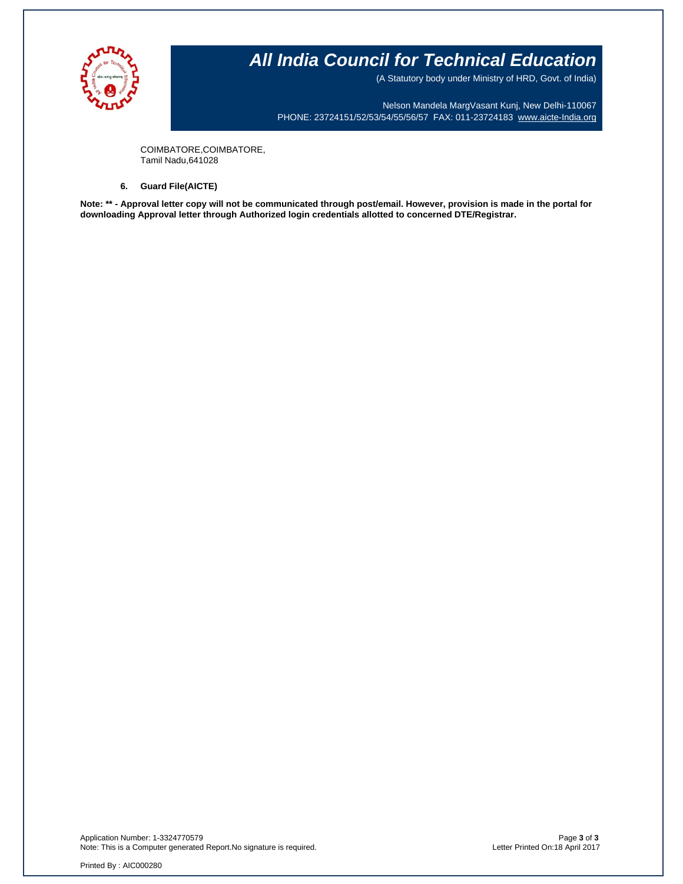COIMBATORE,COIMBATORE,
Tamil Nadu,641028

6. **Guard File(AICTE)**

**Note: ** - Approval letter copy will not be communicated through post/email. However, provision is made in the portal for downloading Approval letter through Authorized login credentials allotted to concerned DTE/Registrar.**

Application Number: 1-3324770579
Note: This is a Computer generated Report.No signature is required.

Letter Printed On:18 April 2017

Printed By : AIC000280